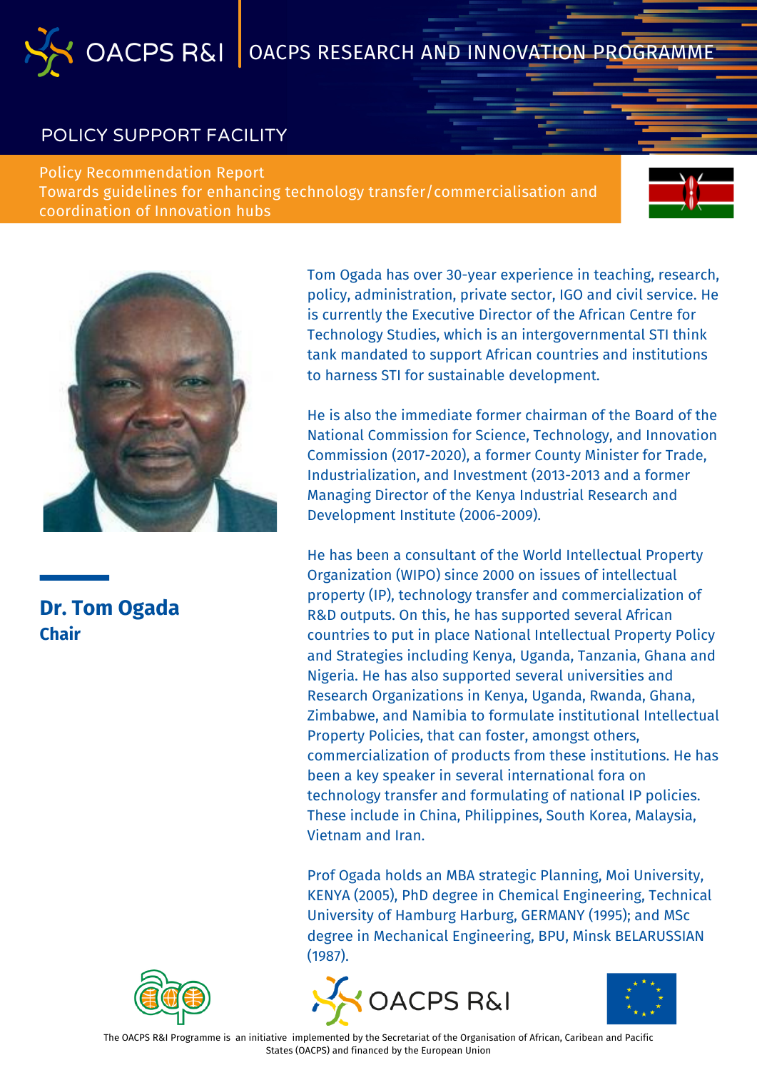OACPS R&I | OACPS RESEARCH AND INNOVATION PROGRAMME

POLICY SUPPORT FACILITY

Policy Recommendation Report
Towards guidelines for enhancing technology transfer/commercialisation and coordination of Innovation hubs

## Dr. Tom Ogada

**Chair**

Tom Ogada has over 30-year experience in teaching, research, policy, administration, private sector, IGO and civil service. He is currently the Executive Director of the African Centre for Technology Studies, which is an intergovernmental STI think tank mandated to support African countries and institutions to harness STI for sustainable development.

He is also the immediate former chairman of the Board of the National Commission for Science, Technology, and Innovation Commission (2017-2020), a former County Minister for Trade, Industrialization, and Investment (2013-2013 and a former Managing Director of the Kenya Industrial Research and Development Institute (2006-2009).

He has been a consultant of the World Intellectual Property Organization (WIPO) since 2000 on issues of intellectual property (IP), technology transfer and commercialization of R&D outputs. On this, he has supported several African countries to put in place National Intellectual Property Policy and Strategies including Kenya, Uganda, Tanzania, Ghana and Nigeria. He has also supported several universities and Research Organizations in Kenya, Uganda, Rwanda, Ghana, Zimbabwe, and Namibia to formulate institutional Intellectual Property Policies, that can foster, amongst others, commercialization of products from these institutions. He has been a key speaker in several international fora on technology transfer and formulating of national IP policies. These include in China, Philippines, South Korea, Malaysia, Vietnam and Iran.

Prof Ogada holds an MBA strategic Planning, Moi University, KENYA (2005), PhD degree in Chemical Engineering, Technical University of Hamburg Harburg, GERMANY (1995); and MSc degree in Mechanical Engineering, BPU, Minsk BELARUSSIAN (1987).

The OACPS R&I Programme is an initiative implemented by the Secretariat of the Organisation of African, Caribean and Pacific States (OACPS) and financed by the European Union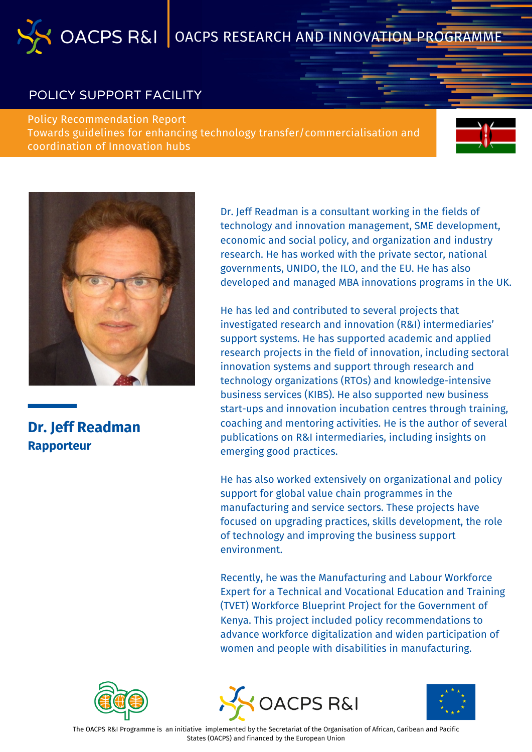OACPS R&I | OACPS RESEARCH AND INNOVATION PROGRAMME

## POLICY SUPPORT FACILITY

Policy Recommendation Report
Towards guidelines for enhancing technology transfer/commercialisation and coordination of Innovation hubs

**Dr. Jeff Readman**
**Rapporteur**

Dr. Jeff Readman is a consultant working in the fields of technology and innovation management, SME development, economic and social policy, and organization and industry research. He has worked with the private sector, national governments, UNIDO, the ILO, and the EU. He has also developed and managed MBA innovations programs in the UK.

He has led and contributed to several projects that investigated research and innovation (R&I) intermediaries' support systems. He has supported academic and applied research projects in the field of innovation, including sectoral innovation systems and support through research and technology organizations (RTOs) and knowledge-intensive business services (KIBS). He also supported new business start-ups and innovation incubation centres through training, coaching and mentoring activities. He is the author of several publications on R&I intermediaries, including insights on emerging good practices.

He has also worked extensively on organizational and policy support for global value chain programmes in the manufacturing and service sectors. These projects have focused on upgrading practices, skills development, the role of technology and improving the business support environment.

Recently, he was the Manufacturing and Labour Workforce Expert for a Technical and Vocational Education and Training (TVET) Workforce Blueprint Project for the Government of Kenya. This project included policy recommendations to advance workforce digitalization and widen participation of women and people with disabilities in manufacturing.

OACPS R&I

The OACPS R&I Programme is an initiative implemented by the Secretariat of the Organisation of African, Caribean and Pacific States (OACPS) and financed by the European Union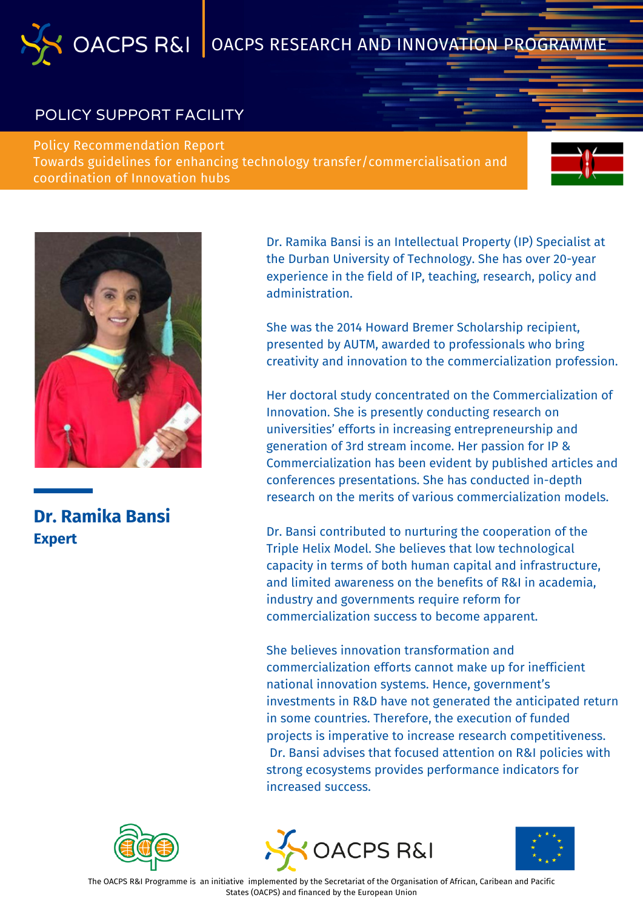OACPS R&I | OACPS RESEARCH AND INNOVATION PROGRAMME

POLICY SUPPORT FACILITY

Policy Recommendation Report
Towards guidelines for enhancing technology transfer/commercialisation and coordination of Innovation hubs

## Dr. Ramika Bansi

**Expert**

Dr. Ramika Bansi is an Intellectual Property (IP) Specialist at the Durban University of Technology. She has over 20-year experience in the field of IP, teaching, research, policy and administration.

She was the 2014 Howard Bremer Scholarship recipient, presented by AUTM, awarded to professionals who bring creativity and innovation to the commercialization profession.

Her doctoral study concentrated on the Commercialization of Innovation. She is presently conducting research on universities' efforts in increasing entrepreneurship and generation of 3rd stream income. Her passion for IP & Commercialization has been evident by published articles and conferences presentations. She has conducted in-depth research on the merits of various commercialization models.

Dr. Bansi contributed to nurturing the cooperation of the Triple Helix Model. She believes that low technological capacity in terms of both human capital and infrastructure, and limited awareness on the benefits of R&I in academia, industry and governments require reform for commercialization success to become apparent.

She believes innovation transformation and commercialization efforts cannot make up for inefficient national innovation systems. Hence, government's investments in R&D have not generated the anticipated return in some countries. Therefore, the execution of funded projects is imperative to increase research competitiveness. Dr. Bansi advises that focused attention on R&I policies with strong ecosystems provides performance indicators for increased success.

The OACPS R&I Programme is an initiative implemented by the Secretariat of the Organisation of African, Caribean and Pacific States (OACPS) and financed by the European Union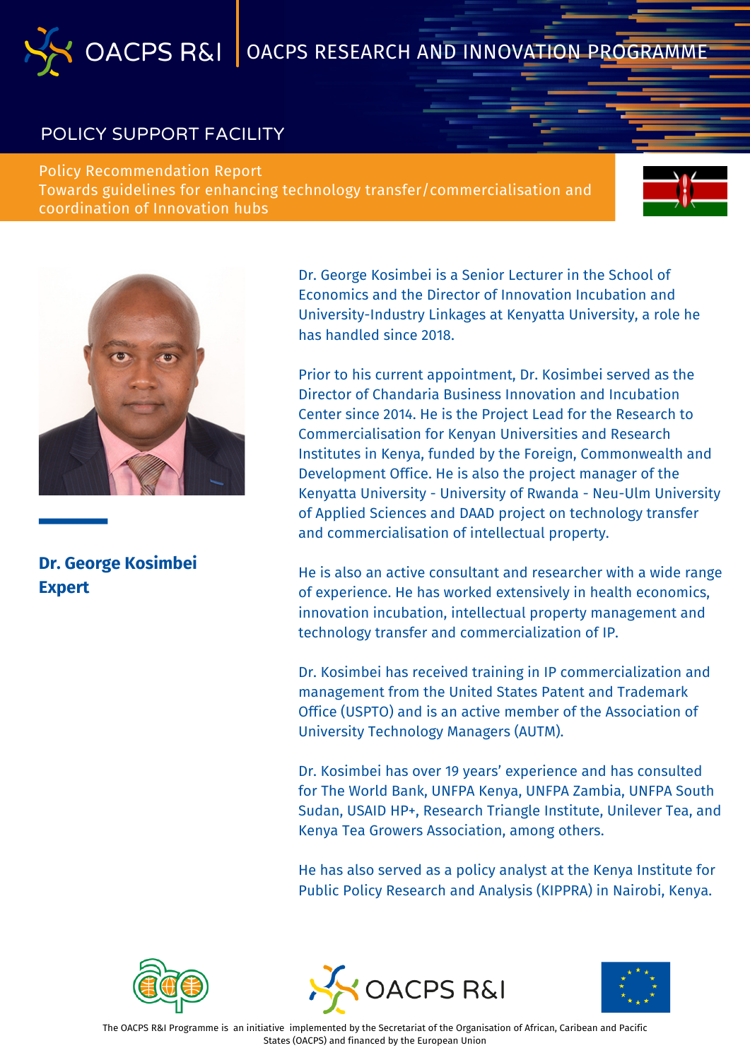OACPS R&I | OACPS RESEARCH AND INNOVATION PROGRAMME

POLICY SUPPORT FACILITY

Policy Recommendation Report
Towards guidelines for enhancing technology transfer/commercialisation and coordination of Innovation hubs

**Dr. George Kosimbei**
**Expert**

Dr. George Kosimbei is a Senior Lecturer in the School of Economics and the Director of Innovation Incubation and University-Industry Linkages at Kenyatta University, a role he has handled since 2018.

Prior to his current appointment, Dr. Kosimbei served as the Director of Chandaria Business Innovation and Incubation Center since 2014. He is the Project Lead for the Research to Commercialisation for Kenyan Universities and Research Institutes in Kenya, funded by the Foreign, Commonwealth and Development Office. He is also the project manager of the Kenyatta University - University of Rwanda - Neu-Ulm University of Applied Sciences and DAAD project on technology transfer and commercialisation of intellectual property.

He is also an active consultant and researcher with a wide range of experience. He has worked extensively in health economics, innovation incubation, intellectual property management and technology transfer and commercialization of IP.

Dr. Kosimbei has received training in IP commercialization and management from the United States Patent and Trademark Office (USPTO) and is an active member of the Association of University Technology Managers (AUTM).

Dr. Kosimbei has over 19 years' experience and has consulted for The World Bank, UNFPA Kenya, UNFPA Zambia, UNFPA South Sudan, USAID HP+, Research Triangle Institute, Unilever Tea, and Kenya Tea Growers Association, among others.

He has also served as a policy analyst at the Kenya Institute for Public Policy Research and Analysis (KIPPRA) in Nairobi, Kenya.

The OACPS R&I Programme is an initiative implemented by the Secretariat of the Organisation of African, Caribean and Pacific States (OACPS) and financed by the European Union